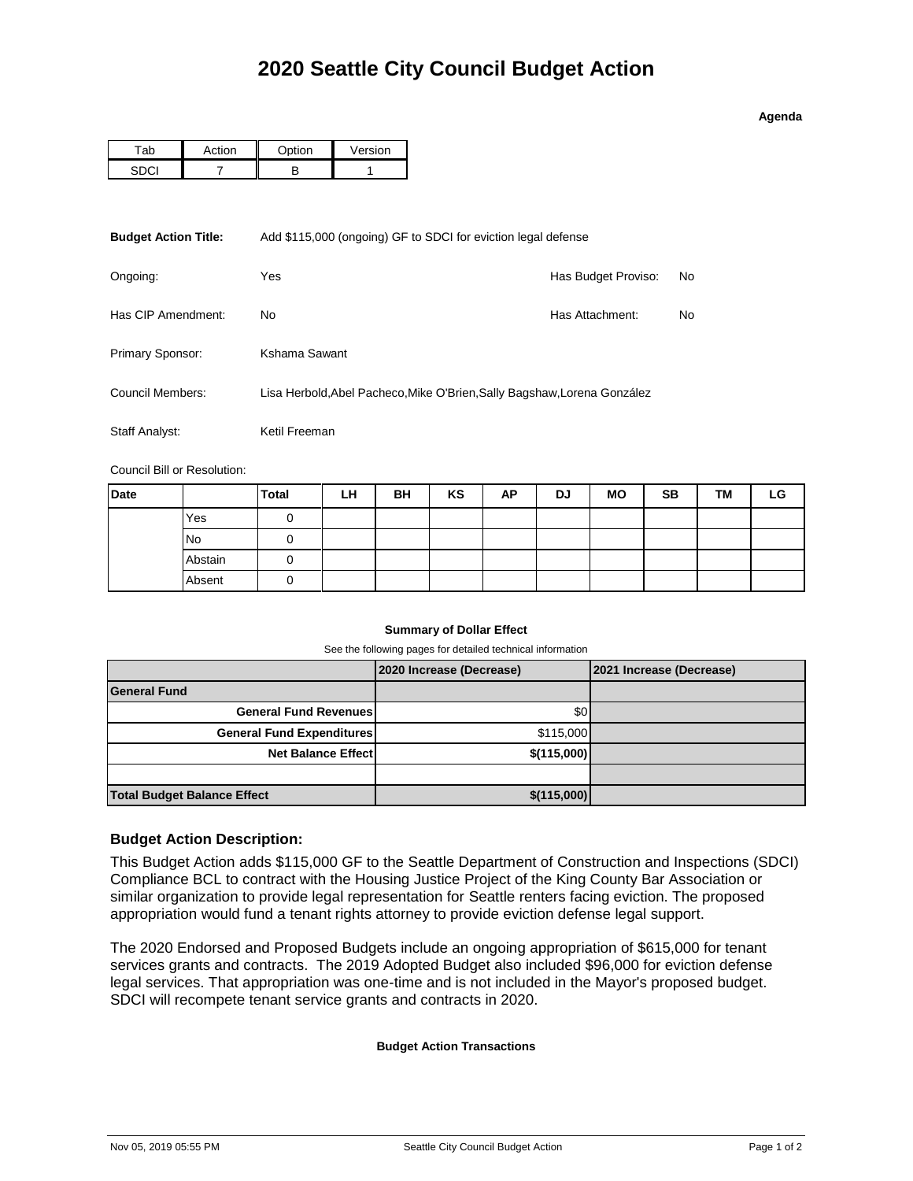# 2020 Seattle City Council Budget Action

**Agenda**

| Tab | Action | Option | Version |
| --- | --- | --- | --- |
| SDCI | 7 | B | 1 |

**Budget Action Title:** Add $115,000 (ongoing) GF to SDCI for eviction legal defense

Ongoing: Yes

Has Budget Proviso: No

Has CIP Amendment: No

Has Attachment: No

Primary Sponsor: Kshama Sawant

Council Members: Lisa Herbold,Abel Pacheco,Mike O'Brien,Sally Bagshaw,Lorena González

Staff Analyst: Ketil Freeman

Council Bill or Resolution:

| Date | | Total | LH | BH | KS | AP | DJ | MO | SB | TM | LG |
| --- | --- | --- | --- | --- | --- | --- | --- | --- | --- | --- | --- |
| | Yes | 0 | | | | | | | | | |
| | No | 0 | | | | | | | | | |
| | Abstain | 0 | | | | | | | | | |
| | Absent | 0 | | | | | | | | | |

**Summary of Dollar Effect**

See the following pages for detailed technical information

| | 2020 Increase (Decrease) | 2021 Increase (Decrease) |
| --- | --- | --- |
| **General Fund** | | |
| **General Fund Revenues** | $0 | |
| **General Fund Expenditures** | $115,000 | |
| **Net Balance Effect** | **$(115,000)** | |
| | | |
| **Total Budget Balance Effect** | **$(115,000)** | |

### Budget Action Description:

This Budget Action adds $115,000 GF to the Seattle Department of Construction and Inspections (SDCI) Compliance BCL to contract with the Housing Justice Project of the King County Bar Association or similar organization to provide legal representation for Seattle renters facing eviction. The proposed appropriation would fund a tenant rights attorney to provide eviction defense legal support.

The 2020 Endorsed and Proposed Budgets include an ongoing appropriation of $615,000 for tenant services grants and contracts. The 2019 Adopted Budget also included $96,000 for eviction defense legal services. That appropriation was one-time and is not included in the Mayor's proposed budget. SDCI will recompete tenant service grants and contracts in 2020.

**Budget Action Transactions**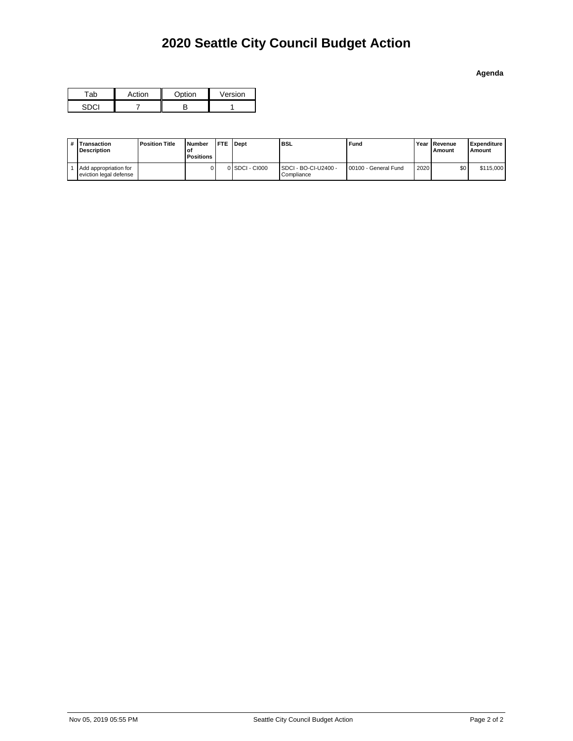# 2020 Seattle City Council Budget Action

**Agenda**

| Tab | Action | Option | Version |
|---|---|---|---|
| SDCI | 7 | B | 1 |

| # | Transaction Description | Position Title | Number of Positions | FTE | Dept | BSL | Fund | Year | Revenue Amount | Expenditure Amount |
|---|---|---|---|---|---|---|---|---|---|---|
| 1 | Add appropriation for eviction legal defense | | 0 | 0 | SDCI - CI000 | SDCI - BO-CI-U2400 - Compliance | 00100 - General Fund | 2020 | $0 | $115,000 |